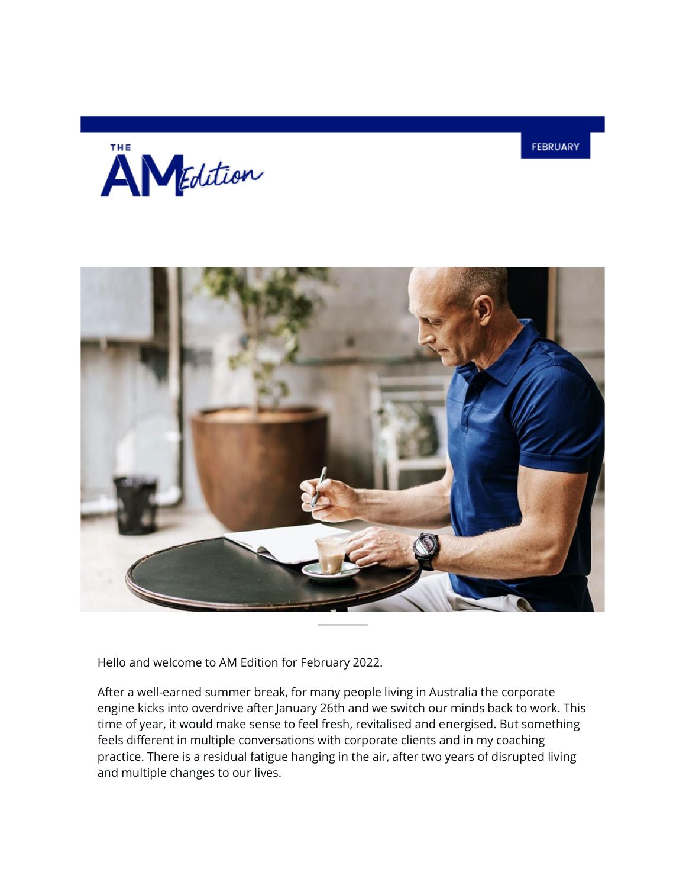FEBRUARY

# THE AM Edition

Hello and welcome to AM Edition for February 2022.

After a well-earned summer break, for many people living in Australia the corporate engine kicks into overdrive after January 26th and we switch our minds back to work. This time of year, it would make sense to feel fresh, revitalised and energised. But something feels different in multiple conversations with corporate clients and in my coaching practice. There is a residual fatigue hanging in the air, after two years of disrupted living and multiple changes to our lives.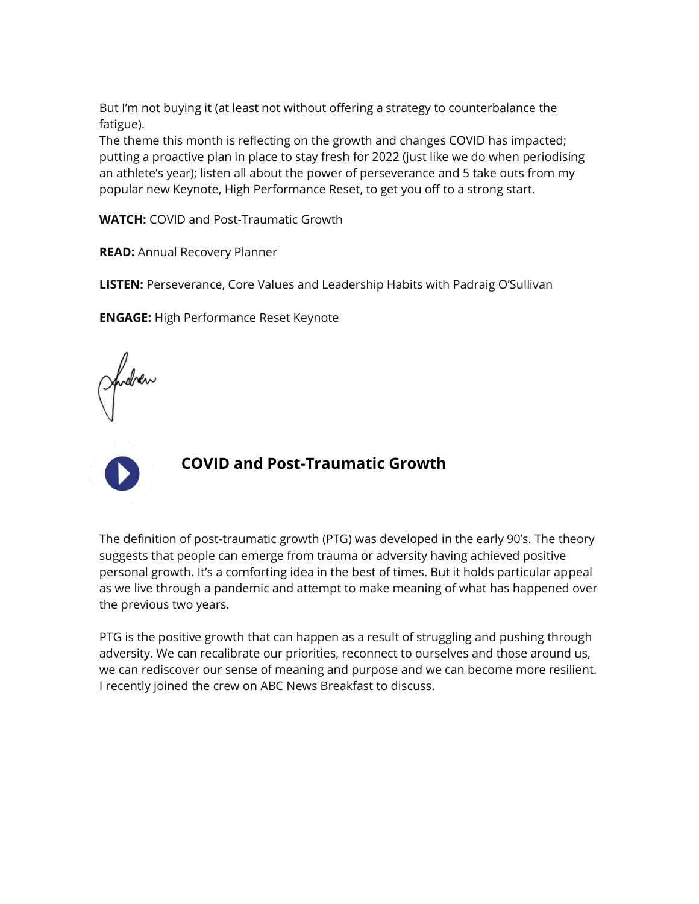But I'm not buying it (at least not without offering a strategy to counterbalance the fatigue).

The theme this month is reflecting on the growth and changes COVID has impacted; putting a proactive plan in place to stay fresh for 2022 (just like we do when periodising an athlete's year); listen all about the power of perseverance and 5 take outs from my popular new Keynote, High Performance Reset, to get you off to a strong start.

**WATCH:** COVID and Post-Traumatic Growth

**READ:** Annual Recovery Planner

**LISTEN:** Perseverance, Core Values and Leadership Habits with Padraig O'Sullivan

**ENGAGE:** High Performance Reset Keynote

Andrew

## COVID and Post-Traumatic Growth

The definition of post-traumatic growth (PTG) was developed in the early 90's. The theory suggests that people can emerge from trauma or adversity having achieved positive personal growth. It's a comforting idea in the best of times. But it holds particular appeal as we live through a pandemic and attempt to make meaning of what has happened over the previous two years.

PTG is the positive growth that can happen as a result of struggling and pushing through adversity. We can recalibrate our priorities, reconnect to ourselves and those around us, we can rediscover our sense of meaning and purpose and we can become more resilient. I recently joined the crew on ABC News Breakfast to discuss.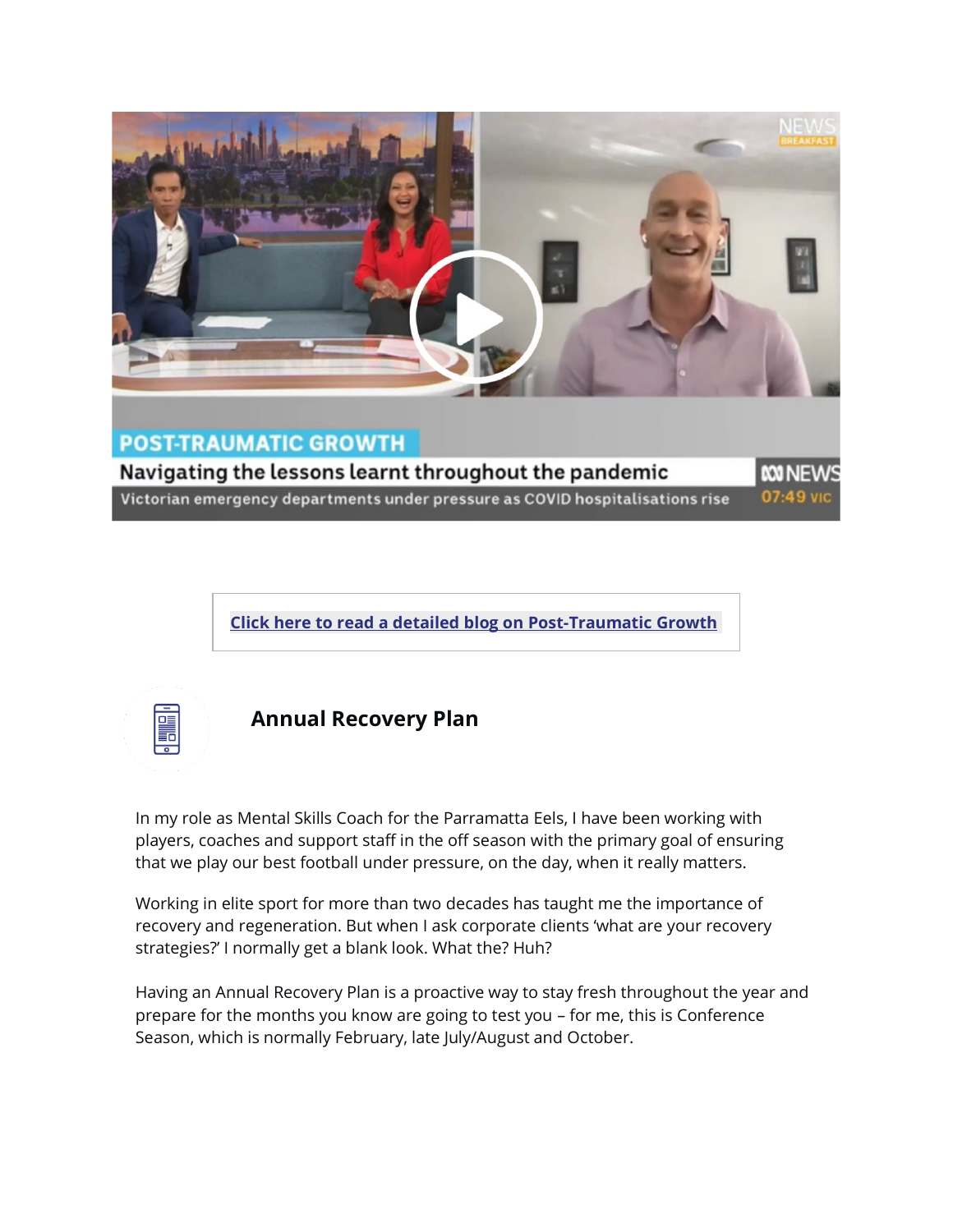Click here to read a detailed blog on Post-Traumatic Growth

## Annual Recovery Plan

In my role as Mental Skills Coach for the Parramatta Eels, I have been working with players, coaches and support staff in the off season with the primary goal of ensuring that we play our best football under pressure, on the day, when it really matters.

Working in elite sport for more than two decades has taught me the importance of recovery and regeneration. But when I ask corporate clients 'what are your recovery strategies?' I normally get a blank look. What the? Huh?

Having an Annual Recovery Plan is a proactive way to stay fresh throughout the year and prepare for the months you know are going to test you – for me, this is Conference Season, which is normally February, late July/August and October.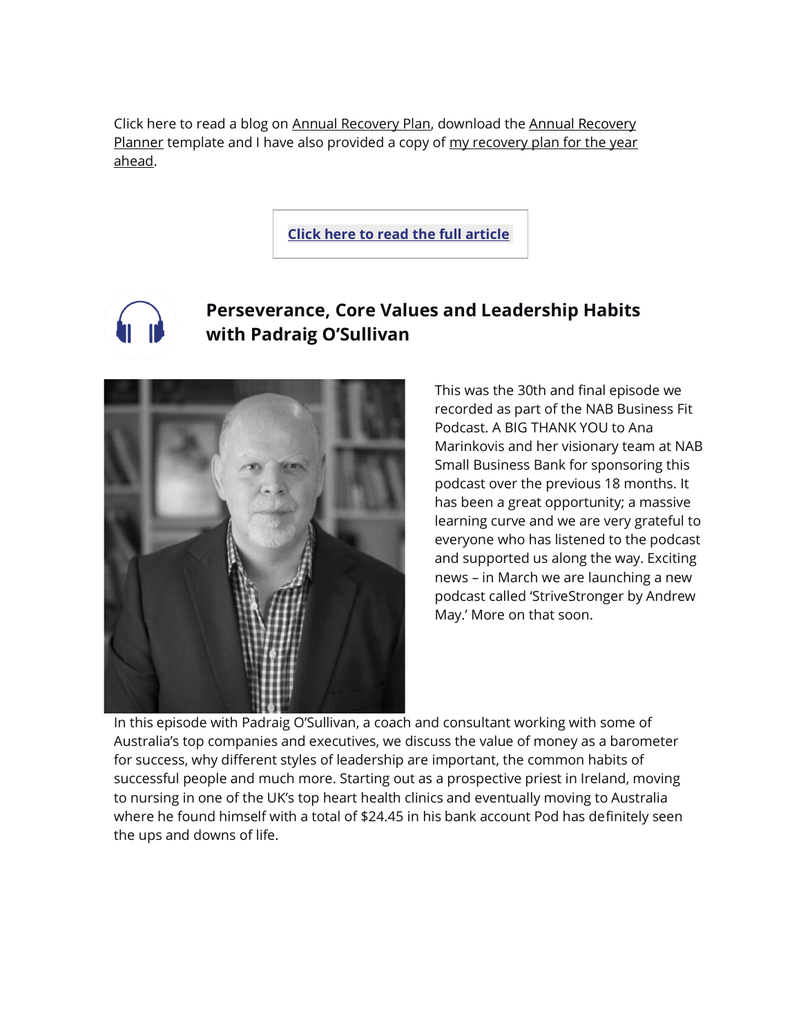Click here to read a blog on Annual Recovery Plan, download the Annual Recovery Planner template and I have also provided a copy of my recovery plan for the year ahead.

**Click here to read the full article**

## Perseverance, Core Values and Leadership Habits with Padraig O'Sullivan

This was the 30th and final episode we recorded as part of the NAB Business Fit Podcast. A BIG THANK YOU to Ana Marinkovis and her visionary team at NAB Small Business Bank for sponsoring this podcast over the previous 18 months. It has been a great opportunity; a massive learning curve and we are very grateful to everyone who has listened to the podcast and supported us along the way. Exciting news – in March we are launching a new podcast called 'StriveStronger by Andrew May.' More on that soon.

In this episode with Padraig O'Sullivan, a coach and consultant working with some of Australia's top companies and executives, we discuss the value of money as a barometer for success, why different styles of leadership are important, the common habits of successful people and much more. Starting out as a prospective priest in Ireland, moving to nursing in one of the UK's top heart health clinics and eventually moving to Australia where he found himself with a total of $24.45 in his bank account Pod has definitely seen the ups and downs of life.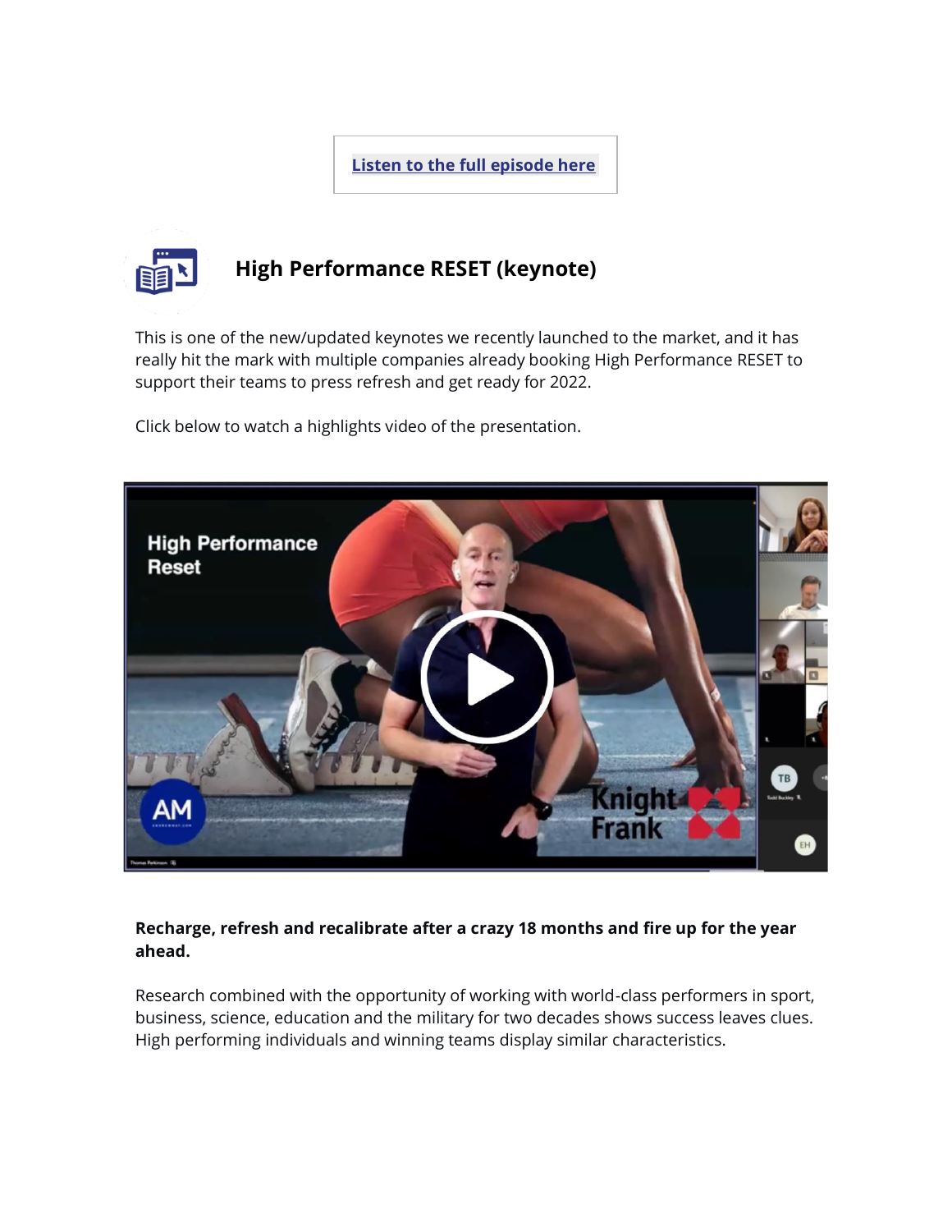[Listen to the full episode here]

## High Performance RESET (keynote)

This is one of the new/updated keynotes we recently launched to the market, and it has really hit the mark with multiple companies already booking High Performance RESET to support their teams to press refresh and get ready for 2022.

Click below to watch a highlights video of the presentation.

**Recharge, refresh and recalibrate after a crazy 18 months and fire up for the year ahead.**

Research combined with the opportunity of working with world-class performers in sport, business, science, education and the military for two decades shows success leaves clues. High performing individuals and winning teams display similar characteristics.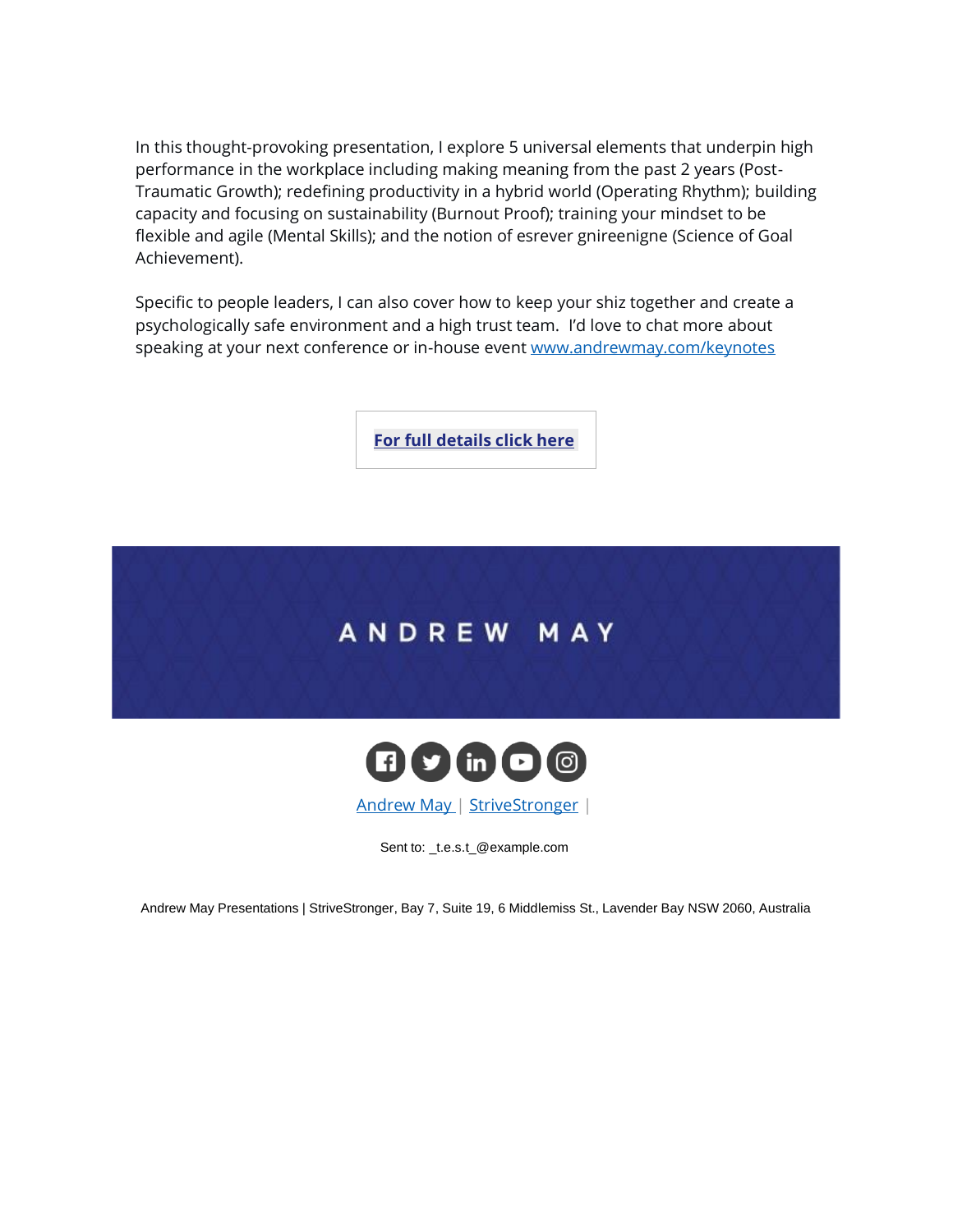In this thought-provoking presentation, I explore 5 universal elements that underpin high performance in the workplace including making meaning from the past 2 years (Post-Traumatic Growth); redefining productivity in a hybrid world (Operating Rhythm); building capacity and focusing on sustainability (Burnout Proof); training your mindset to be flexible and agile (Mental Skills); and the notion of esrever gnireenigne (Science of Goal Achievement).

Specific to people leaders, I can also cover how to keep your shiz together and create a psychologically safe environment and a high trust team. I'd love to chat more about speaking at your next conference or in-house event [www.andrewmay.com/keynotes](www.andrewmay.com/keynotes)

**For full details click here**

ANDREW MAY

Andrew May | StriveStronger |

Sent to: _t.e.s.t_@example.com

Andrew May Presentations | StriveStronger, Bay 7, Suite 19, 6 Middlemiss St., Lavender Bay NSW 2060, Australia